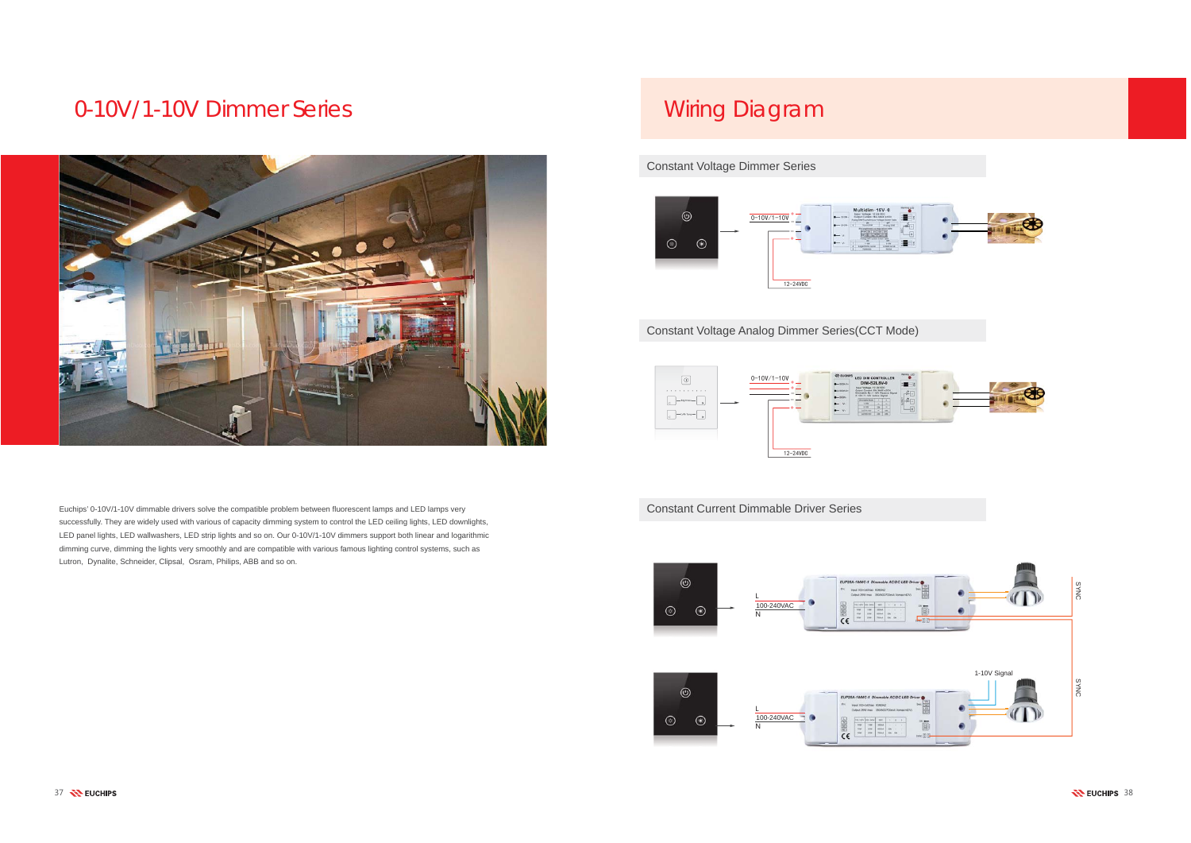# 0-10V/1-10V Dimmer Series

Euchips' 0-10V/1-10V dimmable drivers solve the compatible problem between fluorescent lamps and LED lamps very successfully. They are widely used with various of capacity dimming system to control the LED ceiling lights, LED downlights, LED panel lights, LED wallwashers, LED strip lights and so on. Our 0-10V/1-10V dimmers support both linear and logarithmic dimming curve, dimming the lights very smoothly and are compatible with various famous lighting control systems, such as Lutron, Dynalite, Schneider, Clipsal, Osram, Philips, ABB and so on.

# Wiring Diagram

## Constant Voltage Dimmer Series

0-10V/1-10V

12-24VDC

## Constant Voltage Analog Dimmer Series(CCT Mode)

0-10V/1-10V

12-24VDC

## Constant Current Dimmable Driver Series

L
100-240VAC
N

1-10V Signal

SYNC

L
100-240VAC
N

SYNC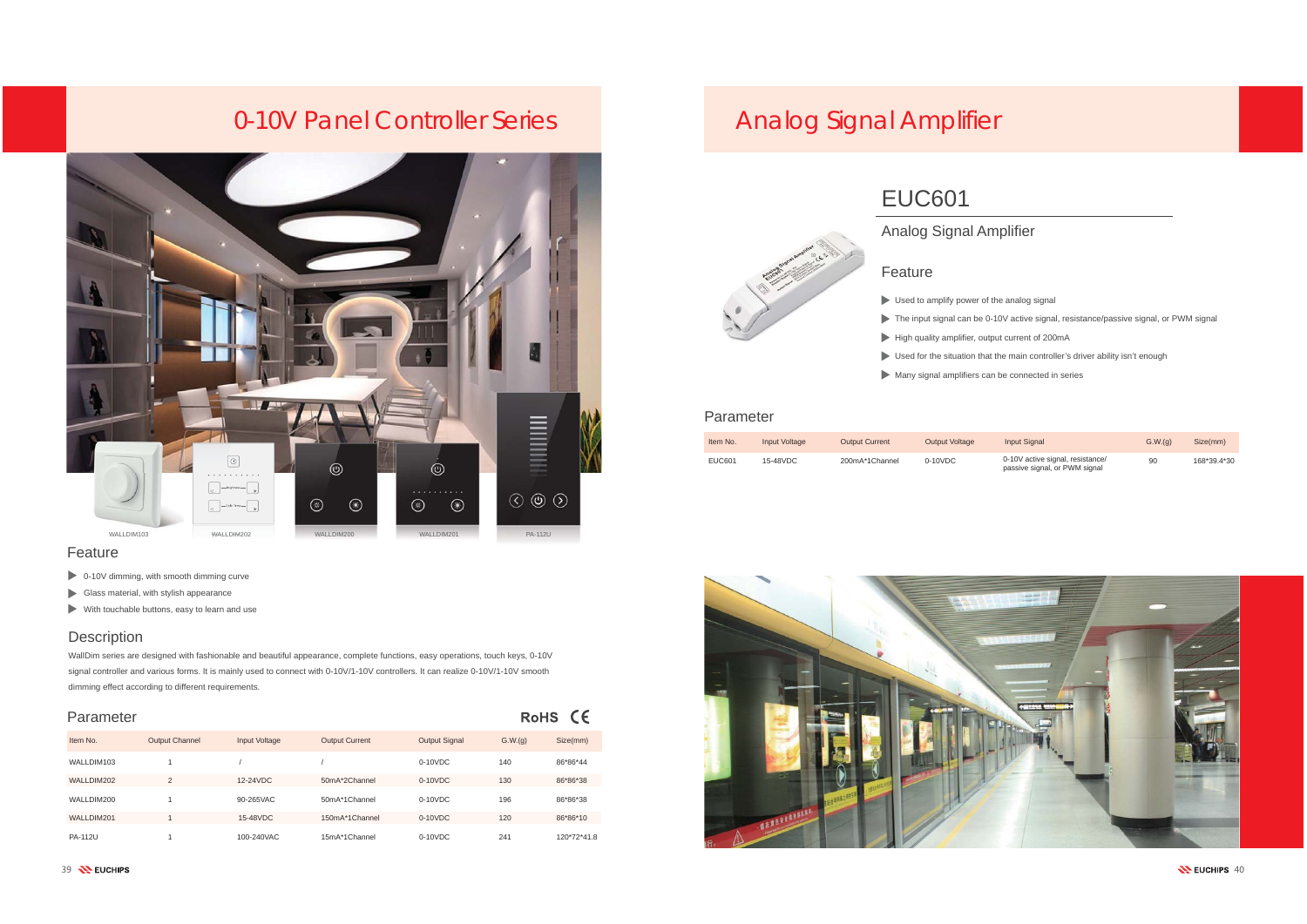# 0-10V Panel Controller Series

WALLDIM103 WALLDIM202 WALLDIM200 WALLDIM201 PA-112U

## Feature

- 0-10V dimming, with smooth dimming curve
- Glass material, with stylish appearance
- With touchable buttons, easy to learn and use

## Description

WallDim series are designed with fashionable and beautiful appearance, complete functions, easy operations, touch keys, 0-10V signal controller and various forms. It is mainly used to connect with 0-10V/1-10V controllers. It can realize 0-10V/1-10V smooth dimming effect according to different requirements.

## Parameter

RoHS CE

| Item No. | Output Channel | Input Voltage | Output Current | Output Signal | G.W.(g) | Size(mm) |
|---|---|---|---|---|---|---|
| WALLDIM103 | 1 | / | / | 0-10VDC | 140 | 86*86*44 |
| WALLDIM202 | 2 | 12-24VDC | 50mA*2Channel | 0-10VDC | 130 | 86*86*38 |
| WALLDIM200 | 1 | 90-265VAC | 50mA*1Channel | 0-10VDC | 196 | 86*86*38 |
| WALLDIM201 | 1 | 15-48VDC | 150mA*1Channel | 0-10VDC | 120 | 86*86*10 |
| PA-112U | 1 | 100-240VAC | 15mA*1Channel | 0-10VDC | 241 | 120*72*41.8 |

# Analog Signal Amplifier

## EUC601

### Analog Signal Amplifier

### Feature

- Used to amplify power of the analog signal
- The input signal can be 0-10V active signal, resistance/passive signal, or PWM signal
- High quality amplifier, output current of 200mA
- Used for the situation that the main controller's driver ability isn't enough
- Many signal amplifiers can be connected in series

## Parameter

| Item No. | Input Voltage | Output Current | Output Voltage | Input Signal | G.W.(g) | Size(mm) |
|---|---|---|---|---|---|---|
| EUC601 | 15-48VDC | 200mA*1Channel | 0-10VDC | 0-10V active signal, resistance/ passive signal, or PWM signal | 90 | 168*39.4*30 |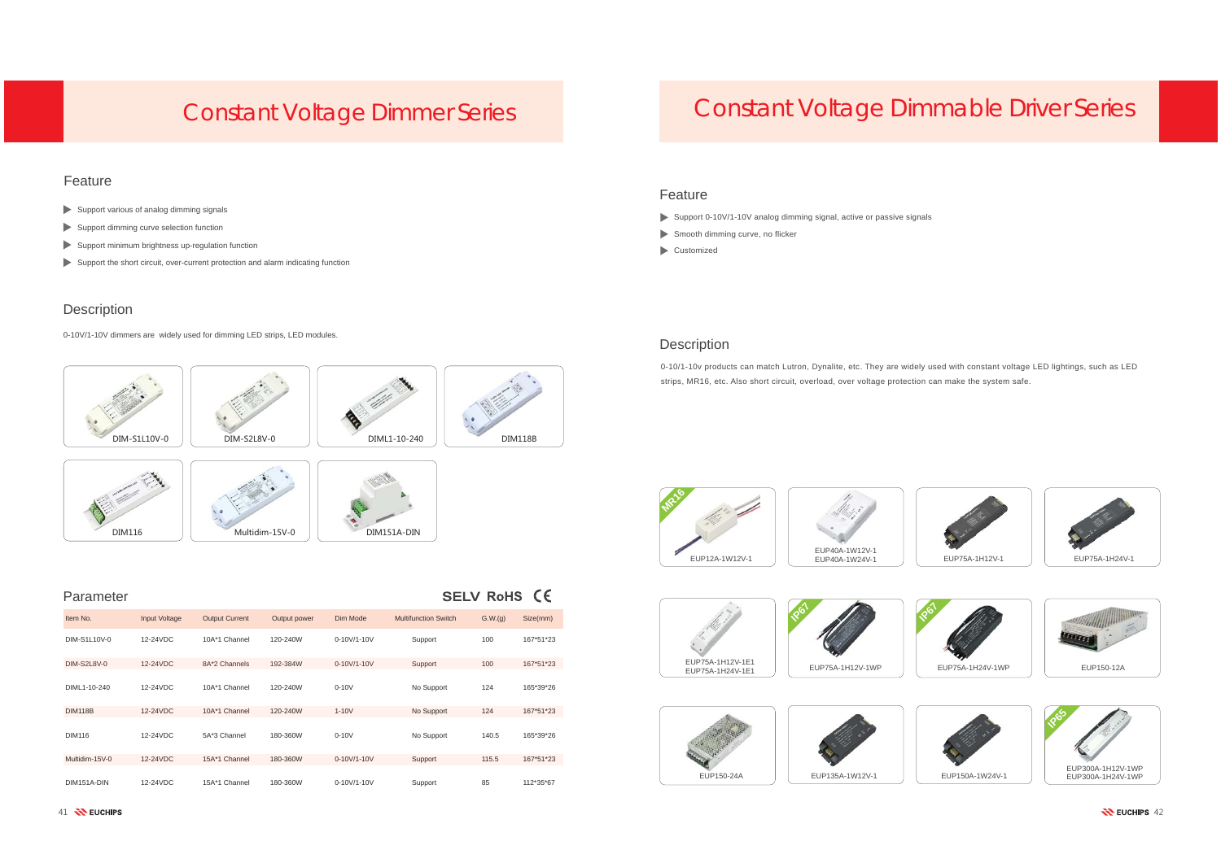# Constant Voltage Dimmer Series

## Feature

- Support various of analog dimming signals
- Support dimming curve selection function
- Support minimum brightness up-regulation function
- Support the short circuit, over-current protection and alarm indicating function

## Description

0-10V/1-10V dimmers are widely used for dimming LED strips, LED modules.

DIM-S1L10V-0

DIM-S2L8V-0

DIML1-10-240

DIM118B

DIM116

Multidim-15V-0

DIM151A-DIN

## Parameter

SELV RoHS CE

| Item No. | Input Voltage | Output Current | Output power | Dim Mode | Multifunction Switch | G.W.(g) | Size(mm) |
|---|---|---|---|---|---|---|---|
| DIM-S1L10V-0 | 12-24VDC | 10A*1 Channel | 120-240W | 0-10V/1-10V | Support | 100 | 167*51*23 |
| DIM-S2L8V-0 | 12-24VDC | 8A*2 Channels | 192-384W | 0-10V/1-10V | Support | 100 | 167*51*23 |
| DIML1-10-240 | 12-24VDC | 10A*1 Channel | 120-240W | 0-10V | No Support | 124 | 165*39*26 |
| DIM118B | 12-24VDC | 10A*1 Channel | 120-240W | 1-10V | No Support | 124 | 167*51*23 |
| DIM116 | 12-24VDC | 5A*3 Channel | 180-360W | 0-10V | No Support | 140.5 | 165*39*26 |
| Multidim-15V-0 | 12-24VDC | 15A*1 Channel | 180-360W | 0-10V/1-10V | Support | 115.5 | 167*51*23 |
| DIM151A-DIN | 12-24VDC | 15A*1 Channel | 180-360W | 0-10V/1-10V | Support | 85 | 112*35*67 |

# Constant Voltage Dimmable Driver Series

## Feature

- Support 0-10V/1-10V analog dimming signal, active or passive signals
- Smooth dimming curve, no flicker
- Customized

## Description

0-10/1-10v products can match Lutron, Dynalite, etc. They are widely used with constant voltage LED lightings, such as LED strips, MR16, etc. Also short circuit, overload, over voltage protection can make the system safe.

MR16 EUP12A-1W12V-1

EUP40A-1W12V-1
EUP40A-1W24V-1

EUP75A-1H12V-1

EUP75A-1H24V-1

EUP75A-1H12V-1E1
EUP75A-1H24V-1E1

IP67 EUP75A-1H12V-1WP

IP67 EUP75A-1H24V-1WP

EUP150-12A

EUP150-24A

EUP135A-1W12V-1

EUP150A-1W24V-1

IP65 EUP300A-1H12V-1WP
EUP300A-1H24V-1WP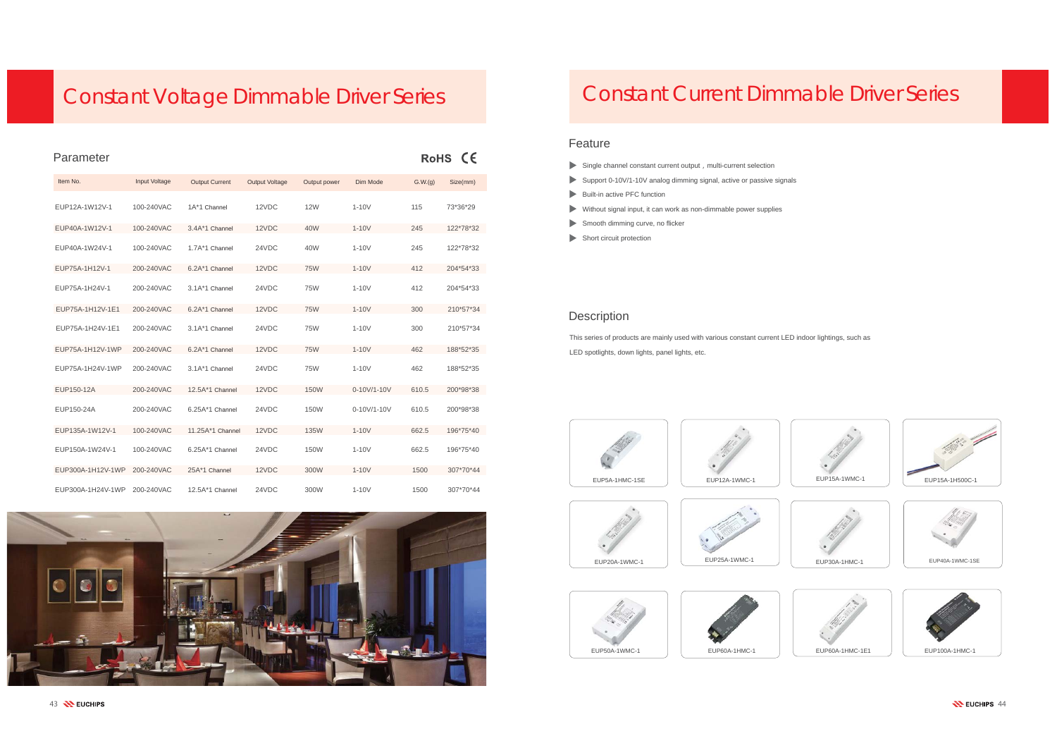# Constant Voltage Dimmable Driver Series

## Parameter

RoHS CE

| Item No. | Input Voltage | Output Current | Output Voltage | Output power | Dim Mode | G.W.(g) | Size(mm) |
|---|---|---|---|---|---|---|---|
| EUP12A-1W12V-1 | 100-240VAC | 1A*1 Channel | 12VDC | 12W | 1-10V | 115 | 73*36*29 |
| EUP40A-1W12V-1 | 100-240VAC | 3.4A*1 Channel | 12VDC | 40W | 1-10V | 245 | 122*78*32 |
| EUP40A-1W24V-1 | 100-240VAC | 1.7A*1 Channel | 24VDC | 40W | 1-10V | 245 | 122*78*32 |
| EUP75A-1H12V-1 | 200-240VAC | 6.2A*1 Channel | 12VDC | 75W | 1-10V | 412 | 204*54*33 |
| EUP75A-1H24V-1 | 200-240VAC | 3.1A*1 Channel | 24VDC | 75W | 1-10V | 412 | 204*54*33 |
| EUP75A-1H12V-1E1 | 200-240VAC | 6.2A*1 Channel | 12VDC | 75W | 1-10V | 300 | 210*57*34 |
| EUP75A-1H24V-1E1 | 200-240VAC | 3.1A*1 Channel | 24VDC | 75W | 1-10V | 300 | 210*57*34 |
| EUP75A-1H12V-1WP | 200-240VAC | 6.2A*1 Channel | 12VDC | 75W | 1-10V | 462 | 188*52*35 |
| EUP75A-1H24V-1WP | 200-240VAC | 3.1A*1 Channel | 24VDC | 75W | 1-10V | 462 | 188*52*35 |
| EUP150-12A | 200-240VAC | 12.5A*1 Channel | 12VDC | 150W | 0-10V/1-10V | 610.5 | 200*98*38 |
| EUP150-24A | 200-240VAC | 6.25A*1 Channel | 24VDC | 150W | 0-10V/1-10V | 610.5 | 200*98*38 |
| EUP135A-1W12V-1 | 100-240VAC | 11.25A*1 Channel | 12VDC | 135W | 1-10V | 662.5 | 196*75*40 |
| EUP150A-1W24V-1 | 100-240VAC | 6.25A*1 Channel | 24VDC | 150W | 1-10V | 662.5 | 196*75*40 |
| EUP300A-1H12V-1WP | 200-240VAC | 25A*1 Channel | 12VDC | 300W | 1-10V | 1500 | 307*70*44 |
| EUP300A-1H24V-1WP | 200-240VAC | 12.5A*1 Channel | 24VDC | 300W | 1-10V | 1500 | 307*70*44 |

# Constant Current Dimmable Driver Series

## Feature

- Single channel constant current output，multi-current selection
- Support 0-10V/1-10V analog dimming signal, active or passive signals
- Built-in active PFC function
- Without signal input, it can work as non-dimmable power supplies
- Smooth dimming curve, no flicker
- Short circuit protection

## Description

This series of products are mainly used with various constant current LED indoor lightings, such as LED spotlights, down lights, panel lights, etc.

EUP5A-1HMC-1SE

EUP12A-1WMC-1

EUP15A-1WMC-1

EUP15A-1H500C-1

EUP20A-1WMC-1

EUP25A-1WMC-1

EUP30A-1HMC-1

EUP40A-1WMC-1SE

EUP50A-1WMC-1

EUP60A-1HMC-1

EUP60A-1HMC-1E1

EUP100A-1HMC-1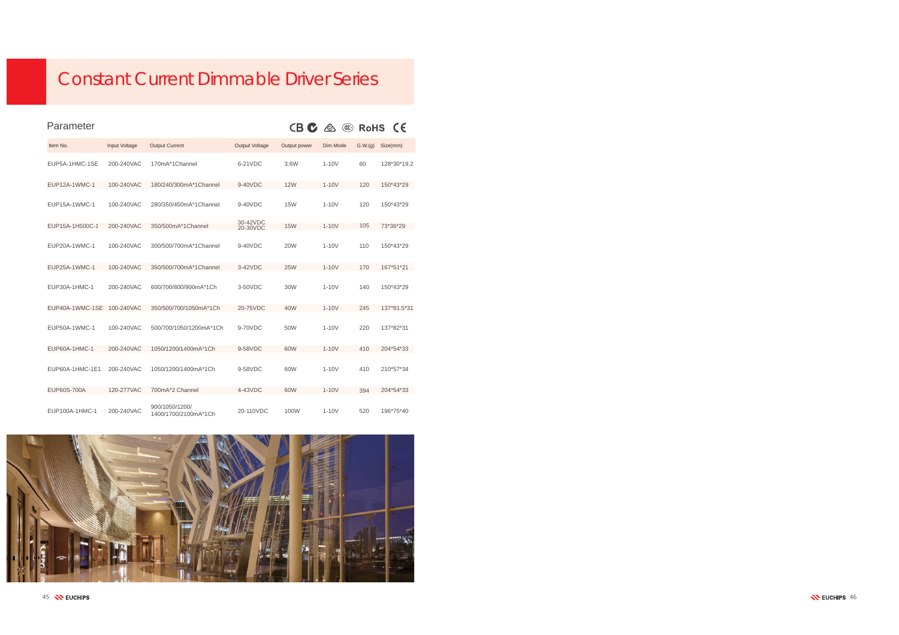# Constant Current Dimmable Driver Series

Parameter

CB RoHS CE

| Item No. | Input Voltage | Output Current | Output Voltage | Output power | Dim Mode | G.W.(g) | Size(mm) |
|---|---|---|---|---|---|---|---|
| EUP5A-1HMC-1SE | 200-240VAC | 170mA*1Channel | 6-21VDC | 3.6W | 1-10V | 60 | 128*30*19.2 |
| EUP12A-1WMC-1 | 100-240VAC | 180/240/300mA*1Channel | 9-40VDC | 12W | 1-10V | 120 | 150*43*29 |
| EUP15A-1WMC-1 | 100-240VAC | 280/350/450mA*1Channel | 9-40VDC | 15W | 1-10V | 120 | 150*43*29 |
| EUP15A-1H500C-1 | 200-240VAC | 350/500mA*1Channel | 30-42VDC 20-30VDC | 15W | 1-10V | 105 | 73*36*29 |
| EUP20A-1WMC-1 | 100-240VAC | 300/500/700mA*1Channel | 9-40VDC | 20W | 1-10V | 110 | 150*43*29 |
| EUP25A-1WMC-1 | 100-240VAC | 350/500/700mA*1Channel | 3-42VDC | 25W | 1-10V | 170 | 167*51*21 |
| EUP30A-1HMC-1 | 200-240VAC | 600/700/800/900mA*1Ch | 3-50VDC | 30W | 1-10V | 140 | 150*43*29 |
| EUP40A-1WMC-1SE | 100-240VAC | 350/500/700/1050mA*1Ch | 20-75VDC | 40W | 1-10V | 245 | 137*81.5*31 |
| EUP50A-1WMC-1 | 100-240VAC | 500/700/1050/1200mA*1Ch | 9-70VDC | 50W | 1-10V | 220 | 137*82*31 |
| EUP60A-1HMC-1 | 200-240VAC | 1050/1200/1400mA*1Ch | 9-58VDC | 60W | 1-10V | 410 | 204*54*33 |
| EUP60A-1HMC-1E1 | 200-240VAC | 1050/1200/1400mA*1Ch | 9-58VDC | 60W | 1-10V | 410 | 210*57*34 |
| EUP60S-700A | 120-277VAC | 700mA*2 Channel | 4-43VDC | 60W | 1-10V | 394 | 204*54*33 |
| EUP100A-1HMC-1 | 200-240VAC | 900/1050/1200/ 1400/1700/2100mA*1Ch | 20-110VDC | 100W | 1-10V | 520 | 196*75*40 |